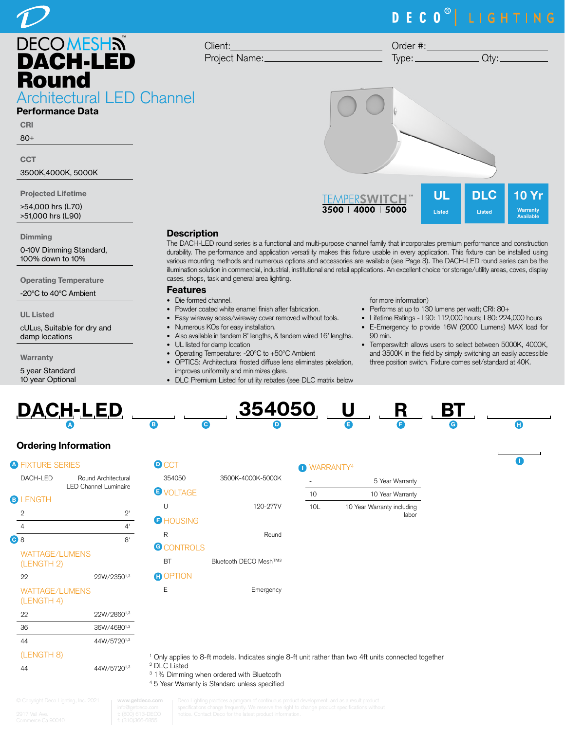DECO® | LIGHTING

# DECO MESH™ DACH-LED Round

## Architectural LED Channel

Client: ____________________ Order #: ____________________

Project Name: ____________________ Type: __________ Qty: __________

### Performance Data

**CRI**
80+

**CCT**
3500K,4000K, 5000K

**Projected Lifetime**
>54,000 hrs (L70)
>51,000 hrs (L90)

**Dimming**
0-10V Dimming Standard, 100% down to 10%

**Operating Temperature**
-20°C to 40°C Ambient

**UL Listed**
cULus, Suitable for dry and damp locations

**Warranty**
5 year Standard
10 year Optional

TEMPERSWITCH™ 3500 | 4000 | 5000

UL Listed | DLC Listed | 10 Yr Warranty Available

## Description

The DACH-LED round series is a functional and multi-purpose channel family that incorporates premium performance and construction durability. The performance and application versatility makes this fixture usable in every application. This fixture can be installed using various mounting methods and numerous options and accessories are available (see Page 3). The DACH-LED round series can be the illumination solution in commercial, industrial, institutional and retail applications. An excellent choice for storage/utility areas, coves, display cases, shops, task and general area lighting.

## Features

- Die formed channel.
- Powder coated white enamel finish after fabrication.
- Easy wireway acess/wireway cover removed without tools.
- Numerous KOs for easy installation.
- Also available in tandem 8' lengths, & tandem wired 16' lengths.
- UL listed for damp location
- Operating Temperature: -20°C to +50°C Ambient
- OPTICS: Architectural frosted diffuse lens eliminates pixelation, improves uniformity and minimizes glare.
- DLC Premium Listed for utility rebates (see DLC matrix below for more information)
- Performs at up to 130 lumens per watt; CRI: 80+
- Lifetime Ratings - L90: 112,000 hours; L80: 224,000 hours
- E-Emergency to provide 16W (2000 Lumens) MAX load for 90 min.
- Temperswitch allows users to select between 5000K, 4000K, and 3500K in the field by simply switching an easily accessible three position switch. Fixture comes set/standard at 40K.

**DACH-LED** (A) ______ (B) ______ (C) **354050** (D) **U** (E) **R** (F) **BT** (G) ______ (H) ______ (I)

## Ordering Information

**A FIXTURE SERIES**

| | |
|---|---|
| DACH-LED | Round Architectural LED Channel Luminaire |

**B LENGTH**

| | |
|---|---|
| 2 | 2' |
| 4 | 4' |
| 8 | 8' |

**C WATTAGE/LUMENS (LENGTH 2)**

| | |
|---|---|
| 22 | 22W/2350[1,3] |

**WATTAGE/LUMENS (LENGTH 4)**

| | |
|---|---|
| 22 | 22W/2860[1,3] |
| 36 | 36W/4680[1,3] |
| 44 | 44W/5720[1,3] |

**(LENGTH 8)**

| | |
|---|---|
| 44 | 44W/5720[1,3] |

**D CCT**

| | |
|---|---|
| 354050 | 3500K-4000K-5000K |

**E VOLTAGE**

| | |
|---|---|
| U | 120-277V |

**F HOUSING**

| | |
|---|---|
| R | Round |

**G CONTROLS**

| | |
|---|---|
| BT | Bluetooth DECO Mesh™[3] |

**H OPTION**

| | |
|---|---|
| E | Emergency |

**I WARRANTY[4]**

| | |
|---|---|
| - | 5 Year Warranty |
| 10 | 10 Year Warranty |
| 10L | 10 Year Warranty including labor |

[1] Only applies to 8-ft models. Indicates single 8-ft unit rather than two 4ft units connected together
[2] DLC Listed
[3] 1% Dimming when ordered with Bluetooth
[4] 5 Year Warranty is Standard unless specified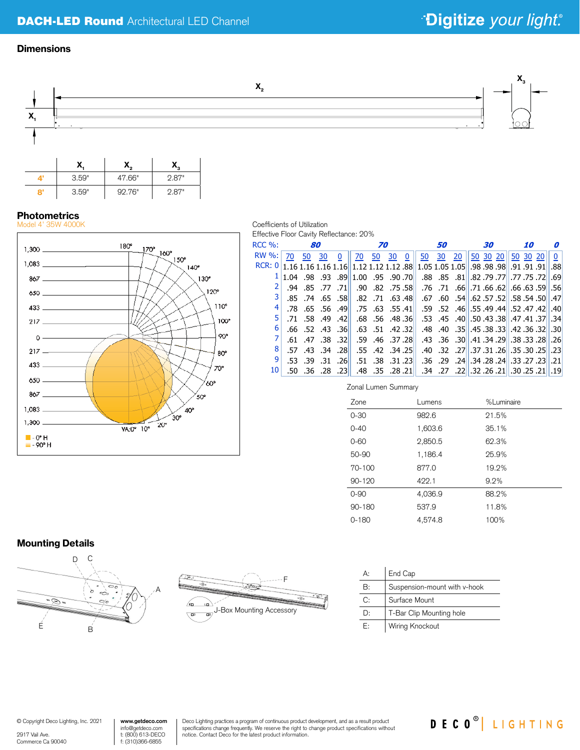## Dimensions

|  | $X_1$ | $X_2$ | $X_3$ |
|---|---|---|---|
| 4' | 3.59" | 47.66" | 2.87" |
| 8' | 3.59" | 92.76" | 2.87" |

## Photometrics

Model 4' 35W 4000K

Coefficients of Utilization

Effective Floor Cavity Reflectance: 20%

| RCC %: | 80 | | | | 70 | | | | 50 | | | 30 | | | 10 | | | 0 |
|---|---|---|---|---|---|---|---|---|---|---|---|---|---|---|---|---|---|---|
| RW %: | 70 | 50 | 30 | 0 | 70 | 50 | 30 | 0 | 50 | 30 | 20 | 50 | 30 | 20 | 50 | 30 | 20 | 0 |
| RCR: 0 | 1.16 | 1.16 | 1.16 | 1.16 | 1.12 | 1.12 | 1.12 | .88 | 1.05 | 1.05 | 1.05 | .98 | .98 | .98 | .91 | .91 | .91 | .88 |
| 1 | 1.04 | .98 | .93 | .89 | 1.00 | .95 | .90 | .70 | .88 | .85 | .81 | .82 | .79 | .77 | .77 | .75 | .72 | .69 |
| 2 | .94 | .85 | .77 | .71 | .90 | .82 | .75 | .58 | .76 | .71 | .66 | .71 | .66 | .62 | .66 | .63 | .59 | .56 |
| 3 | .85 | .74 | .65 | .58 | .82 | .71 | .63 | .48 | .67 | .60 | .54 | .62 | .57 | .52 | .58 | .54 | .50 | .47 |
| 4 | .78 | .65 | .56 | .49 | .75 | .63 | .55 | .41 | .59 | .52 | .46 | .55 | .49 | .44 | .52 | .47 | .42 | .40 |
| 5 | .71 | .58 | .49 | .42 | .68 | .56 | .48 | .36 | .53 | .45 | .40 | .50 | .43 | .38 | .47 | .41 | .37 | .34 |
| 6 | .66 | .52 | .43 | .36 | .63 | .51 | .42 | .32 | .48 | .40 | .35 | .45 | .38 | .33 | .42 | .36 | .32 | .30 |
| 7 | .61 | .47 | .38 | .32 | .59 | .46 | .37 | .28 | .43 | .36 | .30 | .41 | .34 | .29 | .38 | .33 | .28 | .26 |
| 8 | .57 | .43 | .34 | .28 | .55 | .42 | .34 | .25 | .40 | .32 | .27 | .37 | .31 | .26 | .35 | .30 | .25 | .23 |
| 9 | .53 | .39 | .31 | .26 | .51 | .38 | .31 | .23 | .36 | .29 | .24 | .34 | .28 | .24 | .33 | .27 | .23 | .21 |
| 10 | .50 | .36 | .28 | .23 | .48 | .35 | .28 | .21 | .34 | .27 | .22 | .32 | .26 | .21 | .30 | .25 | .21 | .19 |

Zonal Lumen Summary

| Zone | Lumens | %Luminaire |
|---|---|---|
| 0-30 | 982.6 | 21.5% |
| 0-40 | 1,603.6 | 35.1% |
| 0-60 | 2,850.5 | 62.3% |
| 50-90 | 1,186.4 | 25.9% |
| 70-100 | 877.0 | 19.2% |
| 90-120 | 422.1 | 9.2% |
| 0-90 | 4,036.9 | 88.2% |
| 90-180 | 537.9 | 11.8% |
| 0-180 | 4,574.8 | 100% |

## Mounting Details

J-Box Mounting Accessory

| | |
|---|---|
| A: | End Cap |
| B: | Suspension-mount with v-hook |
| C: | Surface Mount |
| D: | T-Bar Clip Mounting hole |
| E: | Wiring Knockout |

© Copyright Deco Lighting, Inc. 2021

2917 Vail Ave.
Commerce Ca 90040

www.getdeco.com
info@getdeco.com
t: (800) 613-DECO
f: (310)366-6855

Deco Lighting practices a program of continuous product development, and as a result product specifications change frequently. We reserve the right to change product specifications without notice. Contact Deco for the latest product information.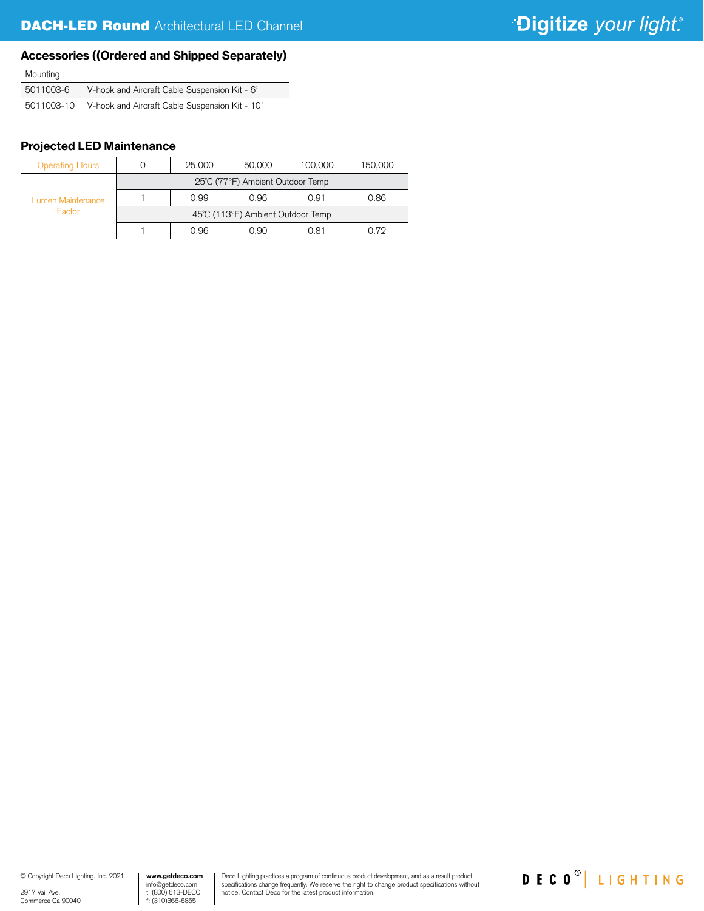## Accessories ((Ordered and Shipped Separately)

| Mounting | |
|---|---|
| 5011003-6 | V-hook and Aircraft Cable Suspension Kit - 6' |
| 5011003-10 | V-hook and Aircraft Cable Suspension Kit - 10' |

## Projected LED Maintenance

| Operating Hours | 0 | 25,000 | 50,000 | 100,000 | 150,000 |
|---|---|---|---|---|---|
| | 25°C (77°F) Ambient Outdoor Temp | | | | |
| Lumen Maintenance Factor | 1 | 0.99 | 0.96 | 0.91 | 0.86 |
| | 45°C (113°F) Ambient Outdoor Temp | | | | |
| Lumen Maintenance Factor | 1 | 0.96 | 0.90 | 0.81 | 0.72 |

© Copyright Deco Lighting, Inc. 2021

2917 Vail Ave.
Commerce Ca 90040

**www.getdeco.com**
info@getdeco.com
t: (800) 613-DECO
f: (310)366-6855

Deco Lighting practices a program of continuous product development, and as a result product specifications change frequently. We reserve the right to change product specifications without notice. Contact Deco for the latest product information.